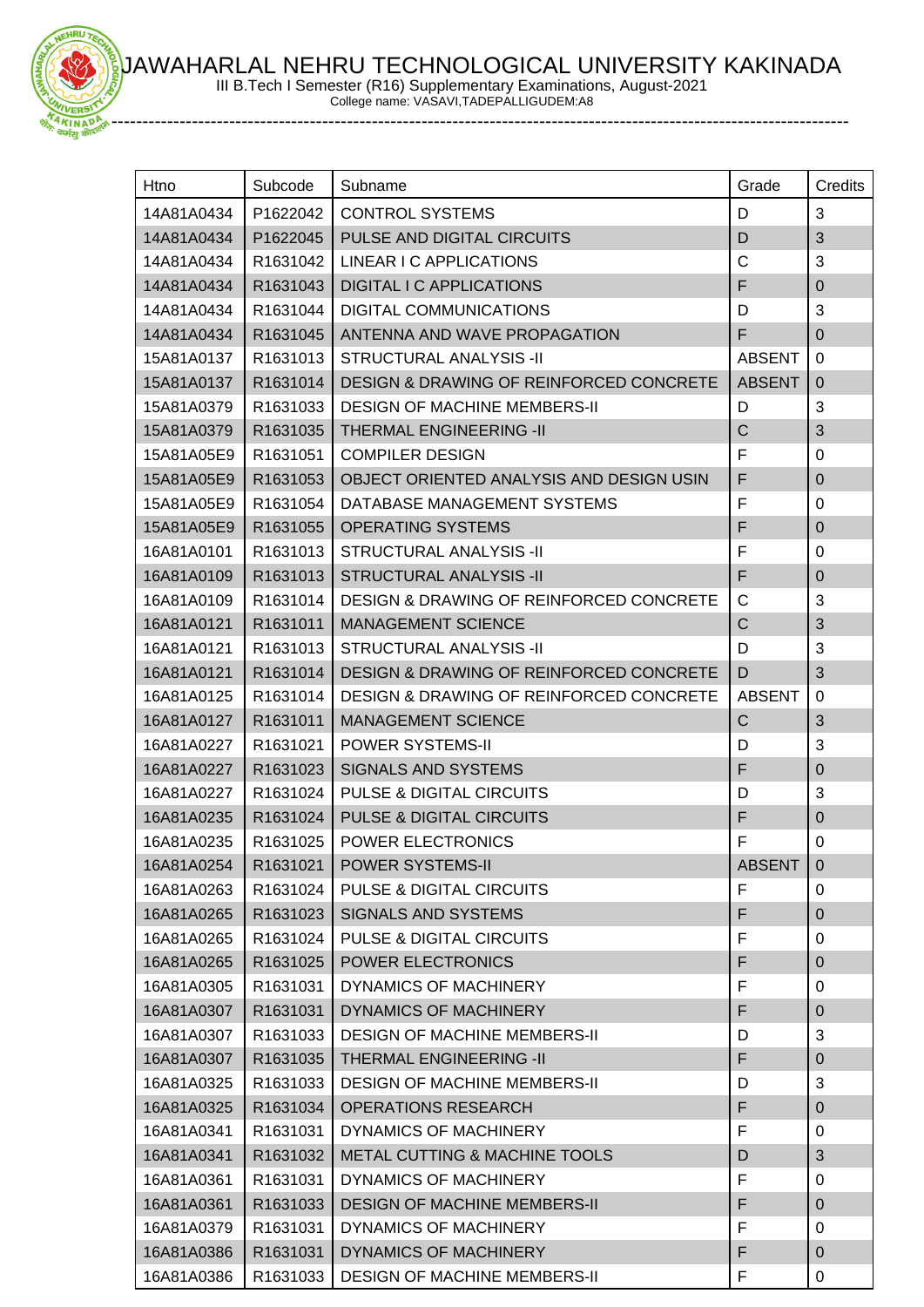# JAWAHARLAL NEHRU TECHNOLOGICAL UNIVERSITY KAKINADA

III B.Tech I Semester (R16) Supplementary Examinations, August-2021

College name: VASAVI,TADEPALLIGUDEM:A8

| Htno | Subcode | Subname | Grade | Credits |
|---|---|---|---|---|
| 14A81A0434 | P1622042 | CONTROL SYSTEMS | D | 3 |
| 14A81A0434 | P1622045 | PULSE AND DIGITAL CIRCUITS | D | 3 |
| 14A81A0434 | R1631042 | LINEAR I C APPLICATIONS | C | 3 |
| 14A81A0434 | R1631043 | DIGITAL I C APPLICATIONS | F | 0 |
| 14A81A0434 | R1631044 | DIGITAL COMMUNICATIONS | D | 3 |
| 14A81A0434 | R1631045 | ANTENNA AND WAVE PROPAGATION | F | 0 |
| 15A81A0137 | R1631013 | STRUCTURAL ANALYSIS -II | ABSENT | 0 |
| 15A81A0137 | R1631014 | DESIGN & DRAWING OF REINFORCED CONCRETE | ABSENT | 0 |
| 15A81A0379 | R1631033 | DESIGN OF MACHINE MEMBERS-II | D | 3 |
| 15A81A0379 | R1631035 | THERMAL ENGINEERING -II | C | 3 |
| 15A81A05E9 | R1631051 | COMPILER DESIGN | F | 0 |
| 15A81A05E9 | R1631053 | OBJECT ORIENTED ANALYSIS AND DESIGN USIN | F | 0 |
| 15A81A05E9 | R1631054 | DATABASE MANAGEMENT SYSTEMS | F | 0 |
| 15A81A05E9 | R1631055 | OPERATING SYSTEMS | F | 0 |
| 16A81A0101 | R1631013 | STRUCTURAL ANALYSIS -II | F | 0 |
| 16A81A0109 | R1631013 | STRUCTURAL ANALYSIS -II | F | 0 |
| 16A81A0109 | R1631014 | DESIGN & DRAWING OF REINFORCED CONCRETE | C | 3 |
| 16A81A0121 | R1631011 | MANAGEMENT SCIENCE | C | 3 |
| 16A81A0121 | R1631013 | STRUCTURAL ANALYSIS -II | D | 3 |
| 16A81A0121 | R1631014 | DESIGN & DRAWING OF REINFORCED CONCRETE | D | 3 |
| 16A81A0125 | R1631014 | DESIGN & DRAWING OF REINFORCED CONCRETE | ABSENT | 0 |
| 16A81A0127 | R1631011 | MANAGEMENT SCIENCE | C | 3 |
| 16A81A0227 | R1631021 | POWER SYSTEMS-II | D | 3 |
| 16A81A0227 | R1631023 | SIGNALS AND SYSTEMS | F | 0 |
| 16A81A0227 | R1631024 | PULSE & DIGITAL CIRCUITS | D | 3 |
| 16A81A0235 | R1631024 | PULSE & DIGITAL CIRCUITS | F | 0 |
| 16A81A0235 | R1631025 | POWER ELECTRONICS | F | 0 |
| 16A81A0254 | R1631021 | POWER SYSTEMS-II | ABSENT | 0 |
| 16A81A0263 | R1631024 | PULSE & DIGITAL CIRCUITS | F | 0 |
| 16A81A0265 | R1631023 | SIGNALS AND SYSTEMS | F | 0 |
| 16A81A0265 | R1631024 | PULSE & DIGITAL CIRCUITS | F | 0 |
| 16A81A0265 | R1631025 | POWER ELECTRONICS | F | 0 |
| 16A81A0305 | R1631031 | DYNAMICS OF MACHINERY | F | 0 |
| 16A81A0307 | R1631031 | DYNAMICS OF MACHINERY | F | 0 |
| 16A81A0307 | R1631033 | DESIGN OF MACHINE MEMBERS-II | D | 3 |
| 16A81A0307 | R1631035 | THERMAL ENGINEERING -II | F | 0 |
| 16A81A0325 | R1631033 | DESIGN OF MACHINE MEMBERS-II | D | 3 |
| 16A81A0325 | R1631034 | OPERATIONS RESEARCH | F | 0 |
| 16A81A0341 | R1631031 | DYNAMICS OF MACHINERY | F | 0 |
| 16A81A0341 | R1631032 | METAL CUTTING & MACHINE TOOLS | D | 3 |
| 16A81A0361 | R1631031 | DYNAMICS OF MACHINERY | F | 0 |
| 16A81A0361 | R1631033 | DESIGN OF MACHINE MEMBERS-II | F | 0 |
| 16A81A0379 | R1631031 | DYNAMICS OF MACHINERY | F | 0 |
| 16A81A0386 | R1631031 | DYNAMICS OF MACHINERY | F | 0 |
| 16A81A0386 | R1631033 | DESIGN OF MACHINE MEMBERS-II | F | 0 |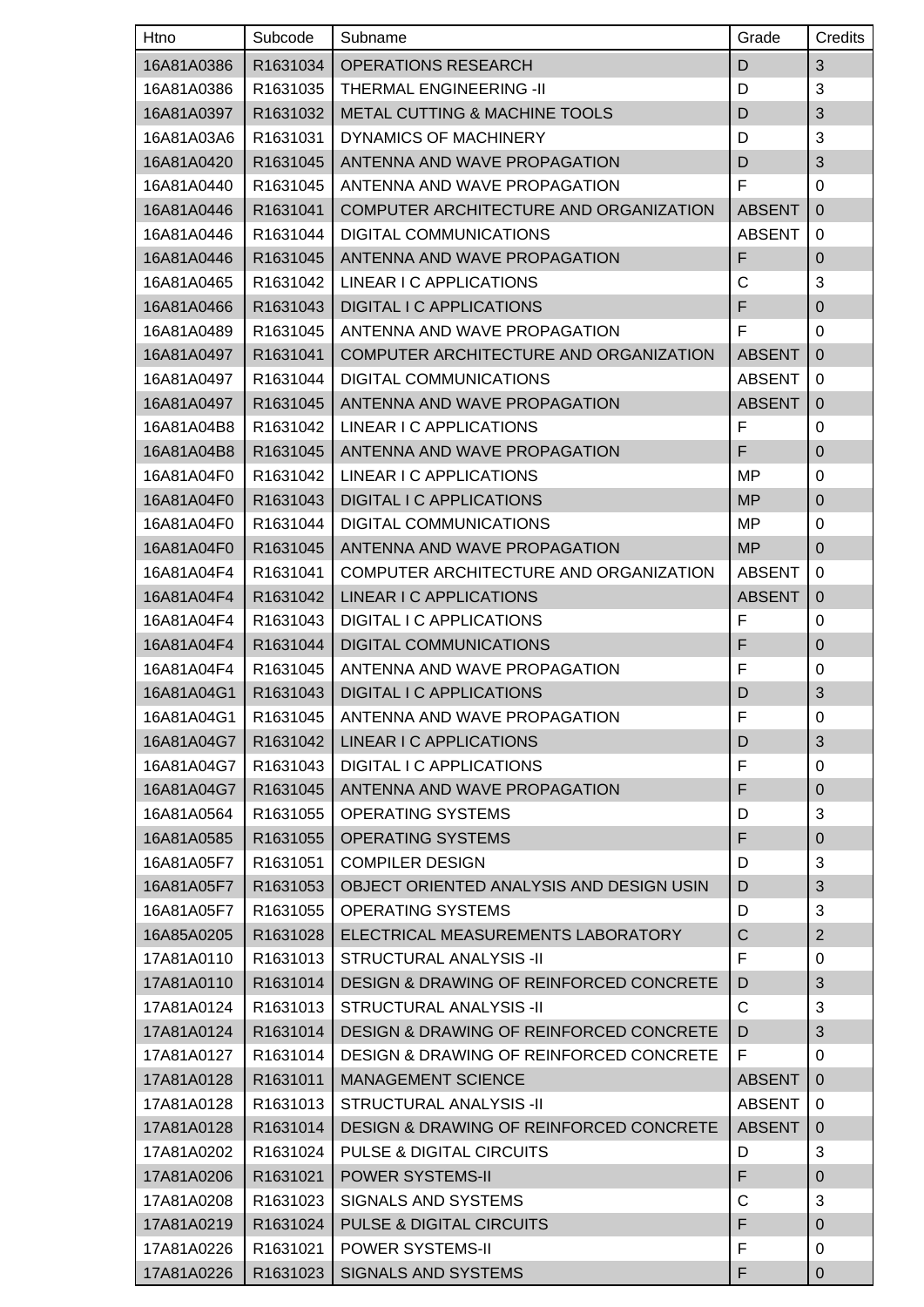| Htno | Subcode | Subname | Grade | Credits |
|---|---|---|---|---|
| 16A81A0386 | R1631034 | OPERATIONS RESEARCH | D | 3 |
| 16A81A0386 | R1631035 | THERMAL ENGINEERING -II | D | 3 |
| 16A81A0397 | R1631032 | METAL CUTTING & MACHINE TOOLS | D | 3 |
| 16A81A03A6 | R1631031 | DYNAMICS OF MACHINERY | D | 3 |
| 16A81A0420 | R1631045 | ANTENNA AND WAVE PROPAGATION | D | 3 |
| 16A81A0440 | R1631045 | ANTENNA AND WAVE PROPAGATION | F | 0 |
| 16A81A0446 | R1631041 | COMPUTER ARCHITECTURE AND ORGANIZATION | ABSENT | 0 |
| 16A81A0446 | R1631044 | DIGITAL COMMUNICATIONS | ABSENT | 0 |
| 16A81A0446 | R1631045 | ANTENNA AND WAVE PROPAGATION | F | 0 |
| 16A81A0465 | R1631042 | LINEAR I C APPLICATIONS | C | 3 |
| 16A81A0466 | R1631043 | DIGITAL I C APPLICATIONS | F | 0 |
| 16A81A0489 | R1631045 | ANTENNA AND WAVE PROPAGATION | F | 0 |
| 16A81A0497 | R1631041 | COMPUTER ARCHITECTURE AND ORGANIZATION | ABSENT | 0 |
| 16A81A0497 | R1631044 | DIGITAL COMMUNICATIONS | ABSENT | 0 |
| 16A81A0497 | R1631045 | ANTENNA AND WAVE PROPAGATION | ABSENT | 0 |
| 16A81A04B8 | R1631042 | LINEAR I C APPLICATIONS | F | 0 |
| 16A81A04B8 | R1631045 | ANTENNA AND WAVE PROPAGATION | F | 0 |
| 16A81A04F0 | R1631042 | LINEAR I C APPLICATIONS | MP | 0 |
| 16A81A04F0 | R1631043 | DIGITAL I C APPLICATIONS | MP | 0 |
| 16A81A04F0 | R1631044 | DIGITAL COMMUNICATIONS | MP | 0 |
| 16A81A04F0 | R1631045 | ANTENNA AND WAVE PROPAGATION | MP | 0 |
| 16A81A04F4 | R1631041 | COMPUTER ARCHITECTURE AND ORGANIZATION | ABSENT | 0 |
| 16A81A04F4 | R1631042 | LINEAR I C APPLICATIONS | ABSENT | 0 |
| 16A81A04F4 | R1631043 | DIGITAL I C APPLICATIONS | F | 0 |
| 16A81A04F4 | R1631044 | DIGITAL COMMUNICATIONS | F | 0 |
| 16A81A04F4 | R1631045 | ANTENNA AND WAVE PROPAGATION | F | 0 |
| 16A81A04G1 | R1631043 | DIGITAL I C APPLICATIONS | D | 3 |
| 16A81A04G1 | R1631045 | ANTENNA AND WAVE PROPAGATION | F | 0 |
| 16A81A04G7 | R1631042 | LINEAR I C APPLICATIONS | D | 3 |
| 16A81A04G7 | R1631043 | DIGITAL I C APPLICATIONS | F | 0 |
| 16A81A04G7 | R1631045 | ANTENNA AND WAVE PROPAGATION | F | 0 |
| 16A81A0564 | R1631055 | OPERATING SYSTEMS | D | 3 |
| 16A81A0585 | R1631055 | OPERATING SYSTEMS | F | 0 |
| 16A81A05F7 | R1631051 | COMPILER DESIGN | D | 3 |
| 16A81A05F7 | R1631053 | OBJECT ORIENTED ANALYSIS AND DESIGN USIN | D | 3 |
| 16A81A05F7 | R1631055 | OPERATING SYSTEMS | D | 3 |
| 16A85A0205 | R1631028 | ELECTRICAL MEASUREMENTS LABORATORY | C | 2 |
| 17A81A0110 | R1631013 | STRUCTURAL ANALYSIS -II | F | 0 |
| 17A81A0110 | R1631014 | DESIGN & DRAWING OF REINFORCED CONCRETE | D | 3 |
| 17A81A0124 | R1631013 | STRUCTURAL ANALYSIS -II | C | 3 |
| 17A81A0124 | R1631014 | DESIGN & DRAWING OF REINFORCED CONCRETE | D | 3 |
| 17A81A0127 | R1631014 | DESIGN & DRAWING OF REINFORCED CONCRETE | F | 0 |
| 17A81A0128 | R1631011 | MANAGEMENT SCIENCE | ABSENT | 0 |
| 17A81A0128 | R1631013 | STRUCTURAL ANALYSIS -II | ABSENT | 0 |
| 17A81A0128 | R1631014 | DESIGN & DRAWING OF REINFORCED CONCRETE | ABSENT | 0 |
| 17A81A0202 | R1631024 | PULSE & DIGITAL CIRCUITS | D | 3 |
| 17A81A0206 | R1631021 | POWER SYSTEMS-II | F | 0 |
| 17A81A0208 | R1631023 | SIGNALS AND SYSTEMS | C | 3 |
| 17A81A0219 | R1631024 | PULSE & DIGITAL CIRCUITS | F | 0 |
| 17A81A0226 | R1631021 | POWER SYSTEMS-II | F | 0 |
| 17A81A0226 | R1631023 | SIGNALS AND SYSTEMS | F | 0 |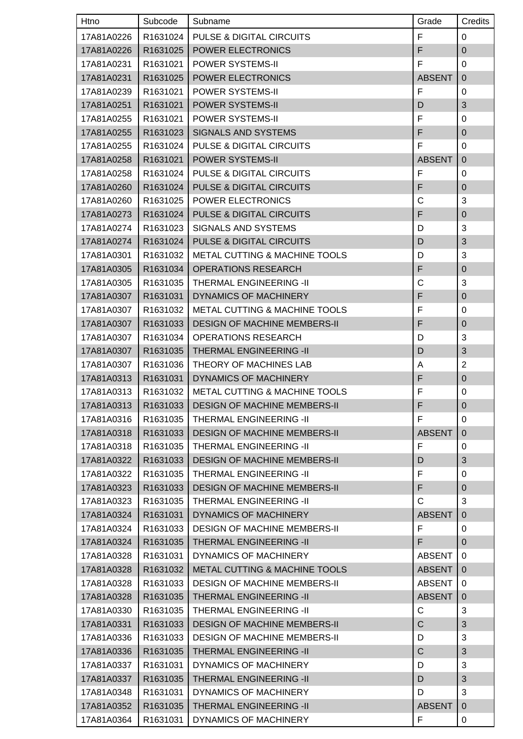| Htno | Subcode | Subname | Grade | Credits |
| --- | --- | --- | --- | --- |
| 17A81A0226 | R1631024 | PULSE & DIGITAL CIRCUITS | F | 0 |
| 17A81A0226 | R1631025 | POWER ELECTRONICS | F | 0 |
| 17A81A0231 | R1631021 | POWER SYSTEMS-II | F | 0 |
| 17A81A0231 | R1631025 | POWER ELECTRONICS | ABSENT | 0 |
| 17A81A0239 | R1631021 | POWER SYSTEMS-II | F | 0 |
| 17A81A0251 | R1631021 | POWER SYSTEMS-II | D | 3 |
| 17A81A0255 | R1631021 | POWER SYSTEMS-II | F | 0 |
| 17A81A0255 | R1631023 | SIGNALS AND SYSTEMS | F | 0 |
| 17A81A0255 | R1631024 | PULSE & DIGITAL CIRCUITS | F | 0 |
| 17A81A0258 | R1631021 | POWER SYSTEMS-II | ABSENT | 0 |
| 17A81A0258 | R1631024 | PULSE & DIGITAL CIRCUITS | F | 0 |
| 17A81A0260 | R1631024 | PULSE & DIGITAL CIRCUITS | F | 0 |
| 17A81A0260 | R1631025 | POWER ELECTRONICS | C | 3 |
| 17A81A0273 | R1631024 | PULSE & DIGITAL CIRCUITS | F | 0 |
| 17A81A0274 | R1631023 | SIGNALS AND SYSTEMS | D | 3 |
| 17A81A0274 | R1631024 | PULSE & DIGITAL CIRCUITS | D | 3 |
| 17A81A0301 | R1631032 | METAL CUTTING & MACHINE TOOLS | D | 3 |
| 17A81A0305 | R1631034 | OPERATIONS RESEARCH | F | 0 |
| 17A81A0305 | R1631035 | THERMAL ENGINEERING -II | C | 3 |
| 17A81A0307 | R1631031 | DYNAMICS OF MACHINERY | F | 0 |
| 17A81A0307 | R1631032 | METAL CUTTING & MACHINE TOOLS | F | 0 |
| 17A81A0307 | R1631033 | DESIGN OF MACHINE MEMBERS-II | F | 0 |
| 17A81A0307 | R1631034 | OPERATIONS RESEARCH | D | 3 |
| 17A81A0307 | R1631035 | THERMAL ENGINEERING -II | D | 3 |
| 17A81A0307 | R1631036 | THEORY OF MACHINES LAB | A | 2 |
| 17A81A0313 | R1631031 | DYNAMICS OF MACHINERY | F | 0 |
| 17A81A0313 | R1631032 | METAL CUTTING & MACHINE TOOLS | F | 0 |
| 17A81A0313 | R1631033 | DESIGN OF MACHINE MEMBERS-II | F | 0 |
| 17A81A0316 | R1631035 | THERMAL ENGINEERING -II | F | 0 |
| 17A81A0318 | R1631033 | DESIGN OF MACHINE MEMBERS-II | ABSENT | 0 |
| 17A81A0318 | R1631035 | THERMAL ENGINEERING -II | F | 0 |
| 17A81A0322 | R1631033 | DESIGN OF MACHINE MEMBERS-II | D | 3 |
| 17A81A0322 | R1631035 | THERMAL ENGINEERING -II | F | 0 |
| 17A81A0323 | R1631033 | DESIGN OF MACHINE MEMBERS-II | F | 0 |
| 17A81A0323 | R1631035 | THERMAL ENGINEERING -II | C | 3 |
| 17A81A0324 | R1631031 | DYNAMICS OF MACHINERY | ABSENT | 0 |
| 17A81A0324 | R1631033 | DESIGN OF MACHINE MEMBERS-II | F | 0 |
| 17A81A0324 | R1631035 | THERMAL ENGINEERING -II | F | 0 |
| 17A81A0328 | R1631031 | DYNAMICS OF MACHINERY | ABSENT | 0 |
| 17A81A0328 | R1631032 | METAL CUTTING & MACHINE TOOLS | ABSENT | 0 |
| 17A81A0328 | R1631033 | DESIGN OF MACHINE MEMBERS-II | ABSENT | 0 |
| 17A81A0328 | R1631035 | THERMAL ENGINEERING -II | ABSENT | 0 |
| 17A81A0330 | R1631035 | THERMAL ENGINEERING -II | C | 3 |
| 17A81A0331 | R1631033 | DESIGN OF MACHINE MEMBERS-II | C | 3 |
| 17A81A0336 | R1631033 | DESIGN OF MACHINE MEMBERS-II | D | 3 |
| 17A81A0336 | R1631035 | THERMAL ENGINEERING -II | C | 3 |
| 17A81A0337 | R1631031 | DYNAMICS OF MACHINERY | D | 3 |
| 17A81A0337 | R1631035 | THERMAL ENGINEERING -II | D | 3 |
| 17A81A0348 | R1631031 | DYNAMICS OF MACHINERY | D | 3 |
| 17A81A0352 | R1631035 | THERMAL ENGINEERING -II | ABSENT | 0 |
| 17A81A0364 | R1631031 | DYNAMICS OF MACHINERY | F | 0 |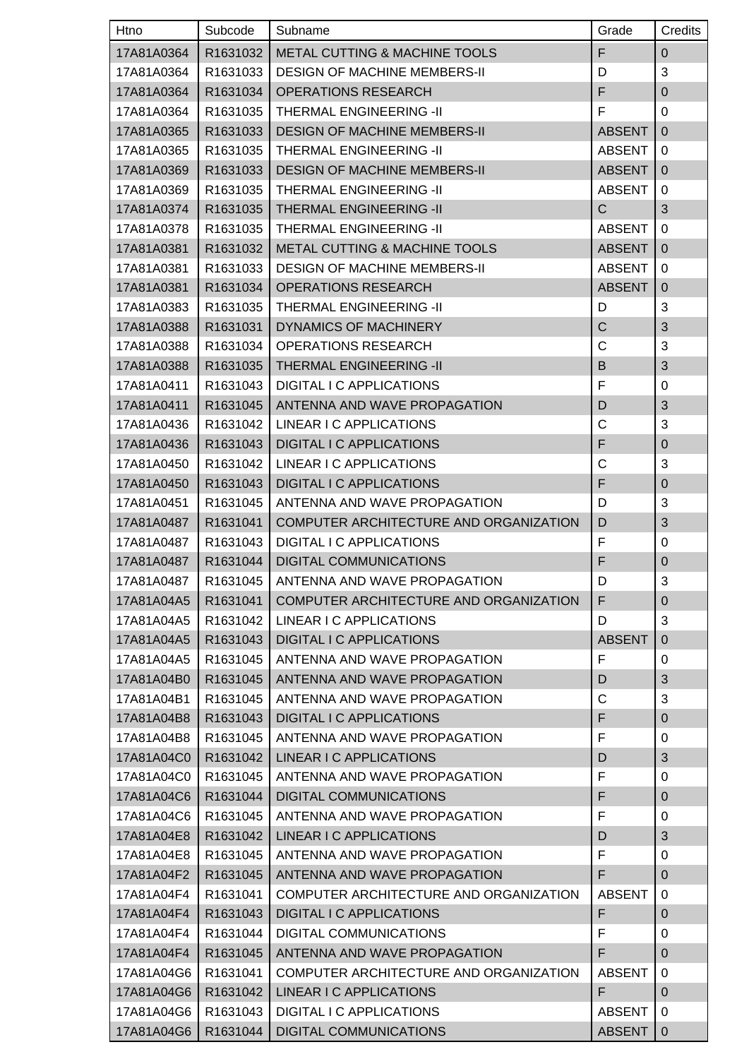| Htno | Subcode | Subname | Grade | Credits |
|---|---|---|---|---|
| 17A81A0364 | R1631032 | METAL CUTTING & MACHINE TOOLS | F | 0 |
| 17A81A0364 | R1631033 | DESIGN OF MACHINE MEMBERS-II | D | 3 |
| 17A81A0364 | R1631034 | OPERATIONS RESEARCH | F | 0 |
| 17A81A0364 | R1631035 | THERMAL ENGINEERING -II | F | 0 |
| 17A81A0365 | R1631033 | DESIGN OF MACHINE MEMBERS-II | ABSENT | 0 |
| 17A81A0365 | R1631035 | THERMAL ENGINEERING -II | ABSENT | 0 |
| 17A81A0369 | R1631033 | DESIGN OF MACHINE MEMBERS-II | ABSENT | 0 |
| 17A81A0369 | R1631035 | THERMAL ENGINEERING -II | ABSENT | 0 |
| 17A81A0374 | R1631035 | THERMAL ENGINEERING -II | C | 3 |
| 17A81A0378 | R1631035 | THERMAL ENGINEERING -II | ABSENT | 0 |
| 17A81A0381 | R1631032 | METAL CUTTING & MACHINE TOOLS | ABSENT | 0 |
| 17A81A0381 | R1631033 | DESIGN OF MACHINE MEMBERS-II | ABSENT | 0 |
| 17A81A0381 | R1631034 | OPERATIONS RESEARCH | ABSENT | 0 |
| 17A81A0383 | R1631035 | THERMAL ENGINEERING -II | D | 3 |
| 17A81A0388 | R1631031 | DYNAMICS OF MACHINERY | C | 3 |
| 17A81A0388 | R1631034 | OPERATIONS RESEARCH | C | 3 |
| 17A81A0388 | R1631035 | THERMAL ENGINEERING -II | B | 3 |
| 17A81A0411 | R1631043 | DIGITAL I C APPLICATIONS | F | 0 |
| 17A81A0411 | R1631045 | ANTENNA AND WAVE PROPAGATION | D | 3 |
| 17A81A0436 | R1631042 | LINEAR I C APPLICATIONS | C | 3 |
| 17A81A0436 | R1631043 | DIGITAL I C APPLICATIONS | F | 0 |
| 17A81A0450 | R1631042 | LINEAR I C APPLICATIONS | C | 3 |
| 17A81A0450 | R1631043 | DIGITAL I C APPLICATIONS | F | 0 |
| 17A81A0451 | R1631045 | ANTENNA AND WAVE PROPAGATION | D | 3 |
| 17A81A0487 | R1631041 | COMPUTER ARCHITECTURE AND ORGANIZATION | D | 3 |
| 17A81A0487 | R1631043 | DIGITAL I C APPLICATIONS | F | 0 |
| 17A81A0487 | R1631044 | DIGITAL COMMUNICATIONS | F | 0 |
| 17A81A0487 | R1631045 | ANTENNA AND WAVE PROPAGATION | D | 3 |
| 17A81A04A5 | R1631041 | COMPUTER ARCHITECTURE AND ORGANIZATION | F | 0 |
| 17A81A04A5 | R1631042 | LINEAR I C APPLICATIONS | D | 3 |
| 17A81A04A5 | R1631043 | DIGITAL I C APPLICATIONS | ABSENT | 0 |
| 17A81A04A5 | R1631045 | ANTENNA AND WAVE PROPAGATION | F | 0 |
| 17A81A04B0 | R1631045 | ANTENNA AND WAVE PROPAGATION | D | 3 |
| 17A81A04B1 | R1631045 | ANTENNA AND WAVE PROPAGATION | C | 3 |
| 17A81A04B8 | R1631043 | DIGITAL I C APPLICATIONS | F | 0 |
| 17A81A04B8 | R1631045 | ANTENNA AND WAVE PROPAGATION | F | 0 |
| 17A81A04C0 | R1631042 | LINEAR I C APPLICATIONS | D | 3 |
| 17A81A04C0 | R1631045 | ANTENNA AND WAVE PROPAGATION | F | 0 |
| 17A81A04C6 | R1631044 | DIGITAL COMMUNICATIONS | F | 0 |
| 17A81A04C6 | R1631045 | ANTENNA AND WAVE PROPAGATION | F | 0 |
| 17A81A04E8 | R1631042 | LINEAR I C APPLICATIONS | D | 3 |
| 17A81A04E8 | R1631045 | ANTENNA AND WAVE PROPAGATION | F | 0 |
| 17A81A04F2 | R1631045 | ANTENNA AND WAVE PROPAGATION | F | 0 |
| 17A81A04F4 | R1631041 | COMPUTER ARCHITECTURE AND ORGANIZATION | ABSENT | 0 |
| 17A81A04F4 | R1631043 | DIGITAL I C APPLICATIONS | F | 0 |
| 17A81A04F4 | R1631044 | DIGITAL COMMUNICATIONS | F | 0 |
| 17A81A04F4 | R1631045 | ANTENNA AND WAVE PROPAGATION | F | 0 |
| 17A81A04G6 | R1631041 | COMPUTER ARCHITECTURE AND ORGANIZATION | ABSENT | 0 |
| 17A81A04G6 | R1631042 | LINEAR I C APPLICATIONS | F | 0 |
| 17A81A04G6 | R1631043 | DIGITAL I C APPLICATIONS | ABSENT | 0 |
| 17A81A04G6 | R1631044 | DIGITAL COMMUNICATIONS | ABSENT | 0 |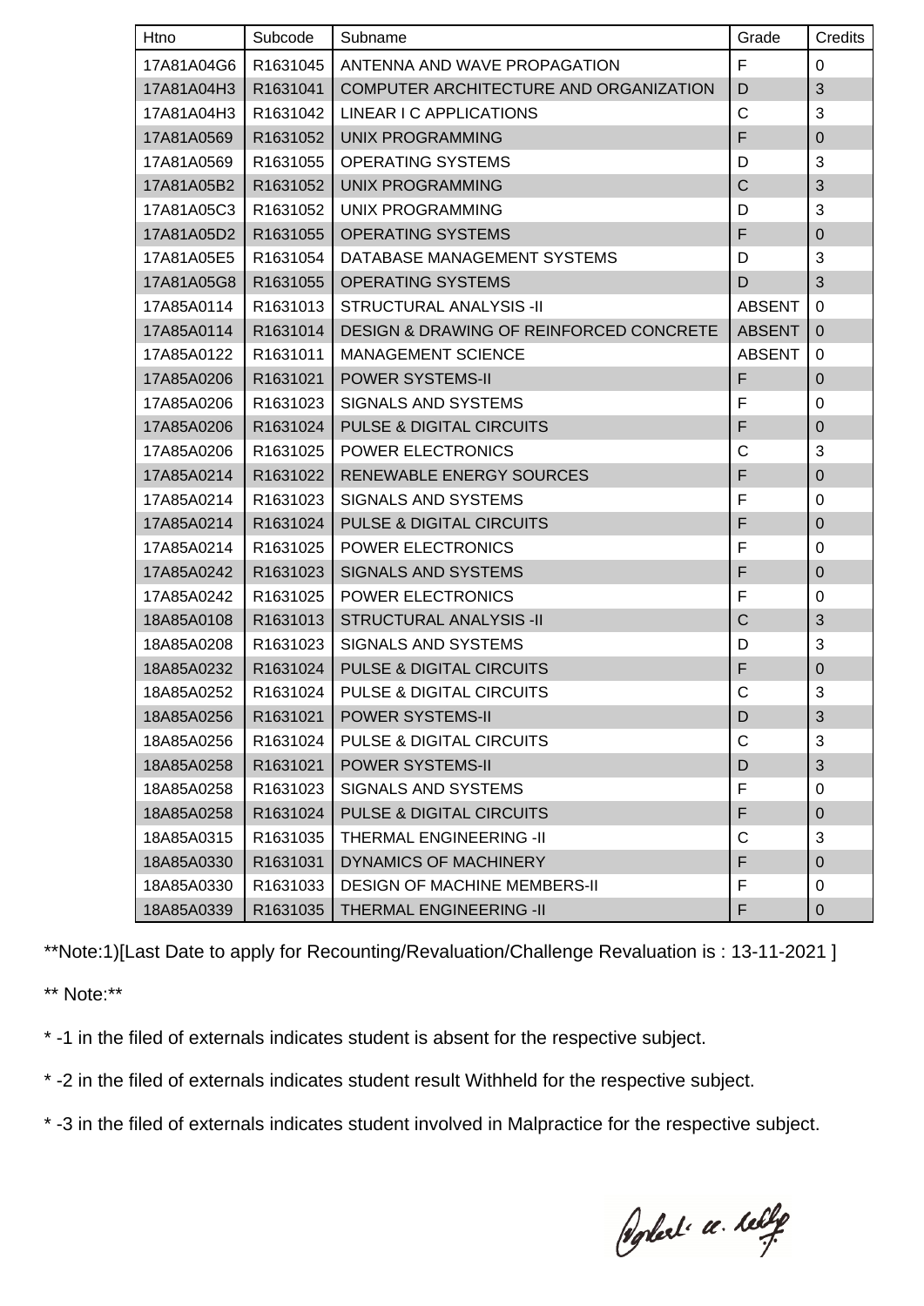| Htno | Subcode | Subname | Grade | Credits |
|---|---|---|---|---|
| 17A81A04G6 | R1631045 | ANTENNA AND WAVE PROPAGATION | F | 0 |
| 17A81A04H3 | R1631041 | COMPUTER ARCHITECTURE AND ORGANIZATION | D | 3 |
| 17A81A04H3 | R1631042 | LINEAR I C APPLICATIONS | C | 3 |
| 17A81A0569 | R1631052 | UNIX PROGRAMMING | F | 0 |
| 17A81A0569 | R1631055 | OPERATING SYSTEMS | D | 3 |
| 17A81A05B2 | R1631052 | UNIX PROGRAMMING | C | 3 |
| 17A81A05C3 | R1631052 | UNIX PROGRAMMING | D | 3 |
| 17A81A05D2 | R1631055 | OPERATING SYSTEMS | F | 0 |
| 17A81A05E5 | R1631054 | DATABASE MANAGEMENT SYSTEMS | D | 3 |
| 17A81A05G8 | R1631055 | OPERATING SYSTEMS | D | 3 |
| 17A85A0114 | R1631013 | STRUCTURAL ANALYSIS -II | ABSENT | 0 |
| 17A85A0114 | R1631014 | DESIGN & DRAWING OF REINFORCED CONCRETE | ABSENT | 0 |
| 17A85A0122 | R1631011 | MANAGEMENT SCIENCE | ABSENT | 0 |
| 17A85A0206 | R1631021 | POWER SYSTEMS-II | F | 0 |
| 17A85A0206 | R1631023 | SIGNALS AND SYSTEMS | F | 0 |
| 17A85A0206 | R1631024 | PULSE & DIGITAL CIRCUITS | F | 0 |
| 17A85A0206 | R1631025 | POWER ELECTRONICS | C | 3 |
| 17A85A0214 | R1631022 | RENEWABLE ENERGY SOURCES | F | 0 |
| 17A85A0214 | R1631023 | SIGNALS AND SYSTEMS | F | 0 |
| 17A85A0214 | R1631024 | PULSE & DIGITAL CIRCUITS | F | 0 |
| 17A85A0214 | R1631025 | POWER ELECTRONICS | F | 0 |
| 17A85A0242 | R1631023 | SIGNALS AND SYSTEMS | F | 0 |
| 17A85A0242 | R1631025 | POWER ELECTRONICS | F | 0 |
| 18A85A0108 | R1631013 | STRUCTURAL ANALYSIS -II | C | 3 |
| 18A85A0208 | R1631023 | SIGNALS AND SYSTEMS | D | 3 |
| 18A85A0232 | R1631024 | PULSE & DIGITAL CIRCUITS | F | 0 |
| 18A85A0252 | R1631024 | PULSE & DIGITAL CIRCUITS | C | 3 |
| 18A85A0256 | R1631021 | POWER SYSTEMS-II | D | 3 |
| 18A85A0256 | R1631024 | PULSE & DIGITAL CIRCUITS | C | 3 |
| 18A85A0258 | R1631021 | POWER SYSTEMS-II | D | 3 |
| 18A85A0258 | R1631023 | SIGNALS AND SYSTEMS | F | 0 |
| 18A85A0258 | R1631024 | PULSE & DIGITAL CIRCUITS | F | 0 |
| 18A85A0315 | R1631035 | THERMAL ENGINEERING -II | C | 3 |
| 18A85A0330 | R1631031 | DYNAMICS OF MACHINERY | F | 0 |
| 18A85A0330 | R1631033 | DESIGN OF MACHINE MEMBERS-II | F | 0 |
| 18A85A0339 | R1631035 | THERMAL ENGINEERING -II | F | 0 |

**Note:1)[Last Date to apply for Recounting/Revaluation/Challenge Revaluation is : 13-11-2021 ]

** Note:**

* -1 in the filed of externals indicates student is absent for the respective subject.

* -2 in the filed of externals indicates student result Withheld for the respective subject.

* -3 in the filed of externals indicates student involved in Malpractice for the respective subject.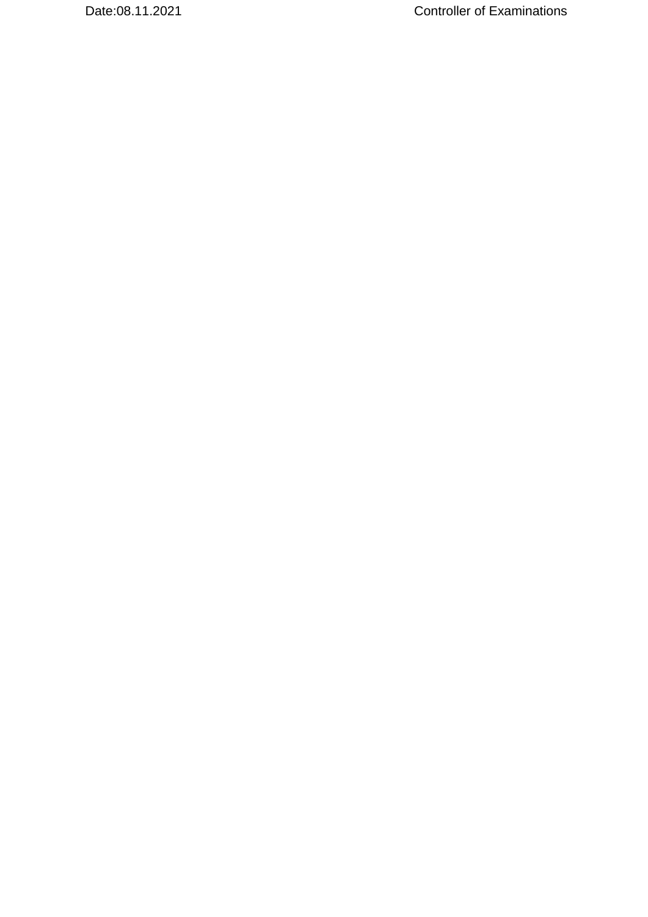Date:08.11.2021 Controller of Examinations